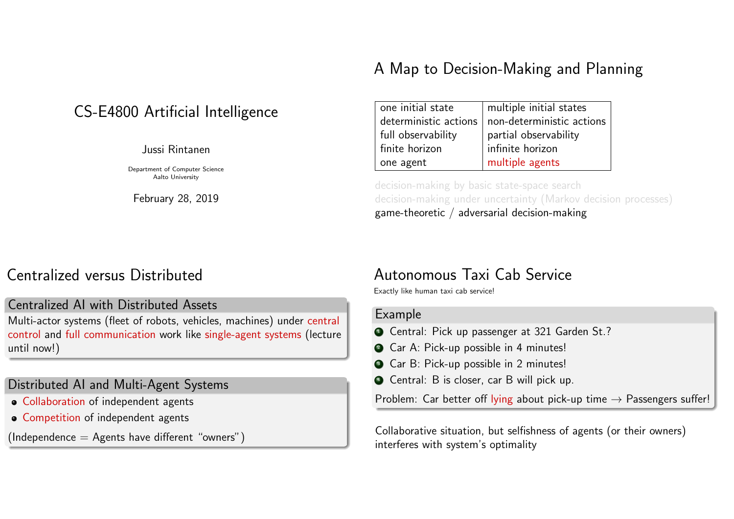# CS-E4800 Artificial Intelligence

Jussi Rintanen

Department of Computer Science
Aalto University

February 28, 2019

## A Map to Decision-Making and Planning

| | |
|---|---|
| one initial state | multiple initial states |
| deterministic actions | non-deterministic actions |
| full observability | partial observability |
| finite horizon | infinite horizon |
| one agent | multiple agents |

decision-making by basic state-space search
decision-making under uncertainty (Markov decision processes)
game-theoretic / adversarial decision-making

## Centralized versus Distributed

### Centralized AI with Distributed Assets

Multi-actor systems (fleet of robots, vehicles, machines) under central control and full communication work like single-agent systems (lecture until now!)

### Distributed AI and Multi-Agent Systems

- Collaboration of independent agents
- Competition of independent agents

(Independence = Agents have different "owners")

## Autonomous Taxi Cab Service

Exactly like human taxi cab service!

### Example

1. Central: Pick up passenger at 321 Garden St.?
2. Car A: Pick-up possible in 4 minutes!
3. Car B: Pick-up possible in 2 minutes!
4. Central: B is closer, car B will pick up.

Problem: Car better off lying about pick-up time → Passengers suffer!

Collaborative situation, but selfishness of agents (or their owners) interferes with system's optimality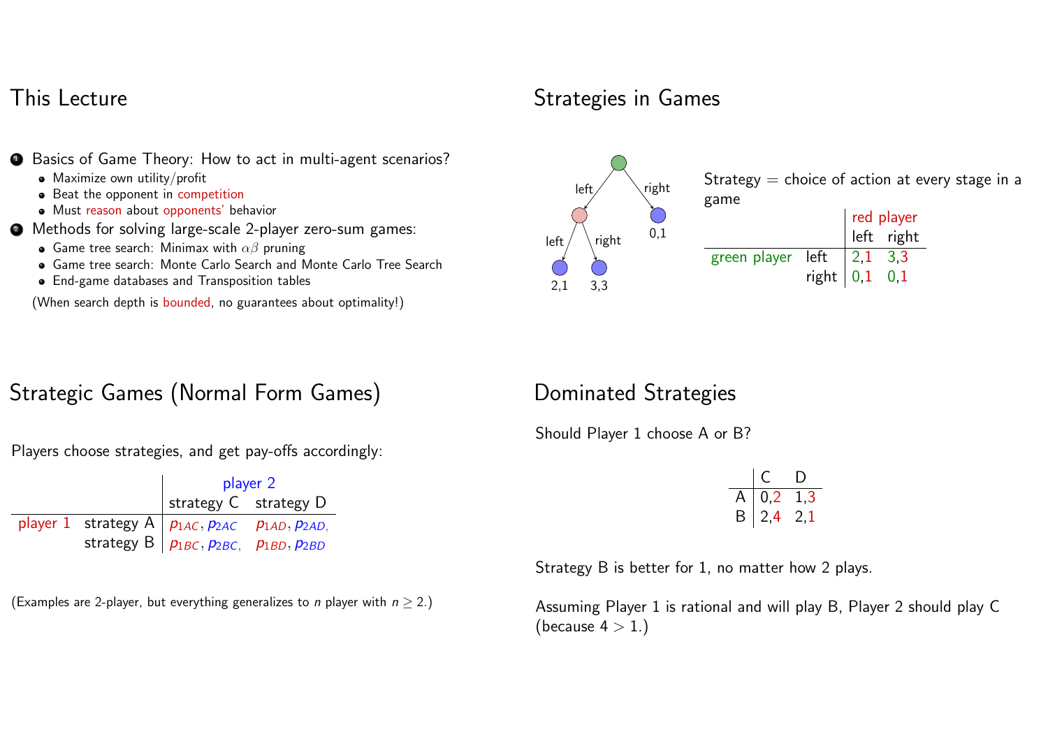## This Lecture

1. Basics of Game Theory: How to act in multi-agent scenarios?
   - Maximize own utility/profit
   - Beat the opponent in competition
   - Must reason about opponents' behavior
2. Methods for solving large-scale 2-player zero-sum games:
   - Game tree search: Minimax with $\alpha\beta$ pruning
   - Game tree search: Monte Carlo Search and Monte Carlo Tree Search
   - End-game databases and Transposition tables

   (When search depth is bounded, no guarantees about optimality!)

## Strategies in Games

Strategy = choice of action at every stage in a game

| | | red player | |
|---|---|---|---|
| | | left | right |
| green player | left | 2,1 | 3,3 |
| | right | 0,1 | 0,1 |

## Strategic Games (Normal Form Games)

Players choose strategies, and get pay-offs accordingly:

| | | player 2 | |
|---|---|---|---|
| | | strategy C | strategy D |
| player 1 | strategy A | $p_{1AC}, p_{2AC}$ | $p_{1AD}, p_{2AD}$, |
| | strategy B | $p_{1BC}, p_{2BC}$, | $p_{1BD}, p_{2BD}$ |

(Examples are 2-player, but everything generalizes to $n$ player with $n \geq 2$.)

## Dominated Strategies

Should Player 1 choose A or B?

| | C | D |
|---|---|---|
| A | 0,2 | 1,3 |
| B | 2,4 | 2,1 |

Strategy B is better for 1, no matter how 2 plays.

Assuming Player 1 is rational and will play B, Player 2 should play C (because $4 > 1$.)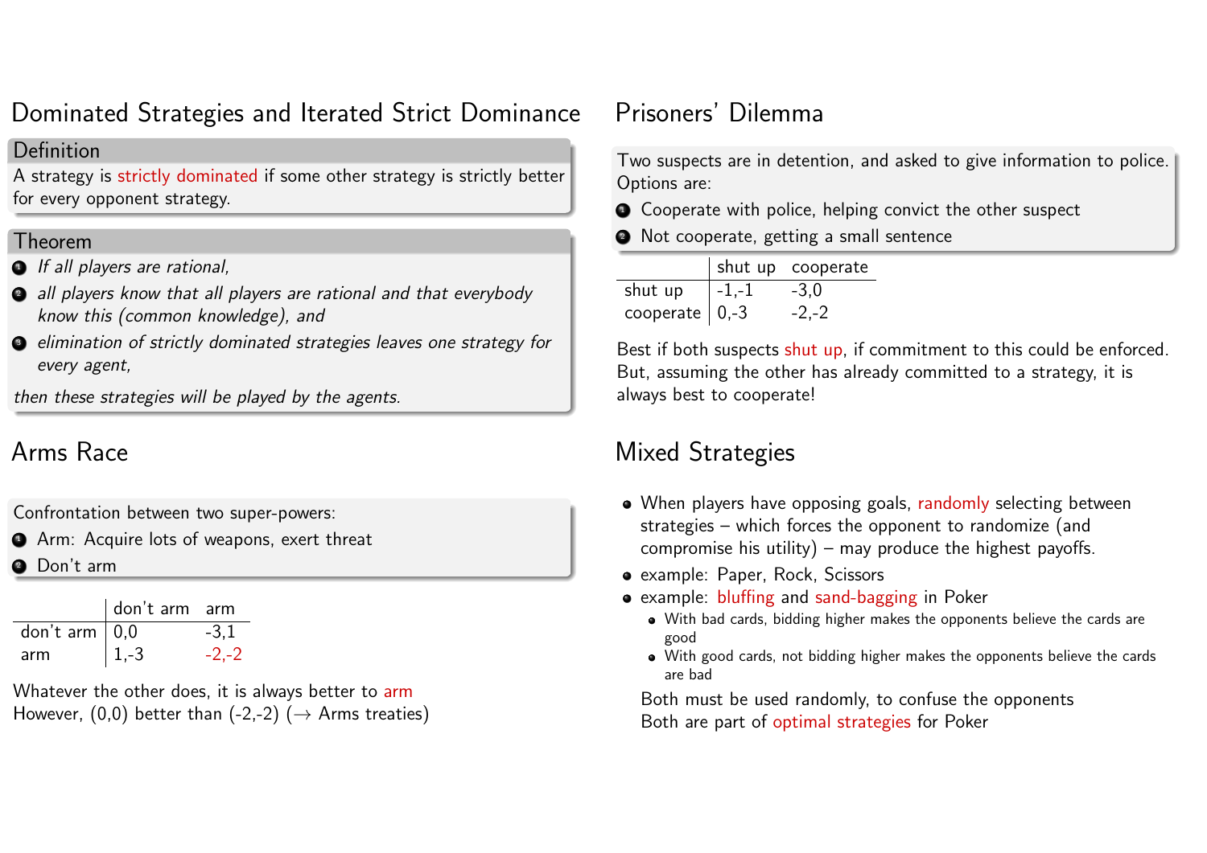## Dominated Strategies and Iterated Strict Dominance

**Definition**

A strategy is strictly dominated if some other strategy is strictly better for every opponent strategy.

**Theorem**

1. *If all players are rational,*
2. *all players know that all players are rational and that everybody know this (common knowledge), and*
3. *elimination of strictly dominated strategies leaves one strategy for every agent,*

*then these strategies will be played by the agents.*

## Arms Race

Confrontation between two super-powers:

1. Arm: Acquire lots of weapons, exert threat
2. Don't arm

| | don't arm | arm |
|---|---|---|
| don't arm | 0,0 | -3,1 |
| arm | 1,-3 | -2,-2 |

Whatever the other does, it is always better to arm
However, (0,0) better than (-2,-2) ($\rightarrow$ Arms treaties)

## Prisoners' Dilemma

Two suspects are in detention, and asked to give information to police. Options are:

1. Cooperate with police, helping convict the other suspect
2. Not cooperate, getting a small sentence

| | shut up | cooperate |
|---|---|---|
| shut up | -1,-1 | -3,0 |
| cooperate | 0,-3 | -2,-2 |

Best if both suspects shut up, if commitment to this could be enforced.
But, assuming the other has already committed to a strategy, it is always best to cooperate!

## Mixed Strategies

- When players have opposing goals, randomly selecting between strategies – which forces the opponent to randomize (and compromise his utility) – may produce the highest payoffs.
- example: Paper, Rock, Scissors
- example: bluffing and sand-bagging in Poker
  - With bad cards, bidding higher makes the opponents believe the cards are good
  - With good cards, not bidding higher makes the opponents believe the cards are bad

  Both must be used randomly, to confuse the opponents
  Both are part of optimal strategies for Poker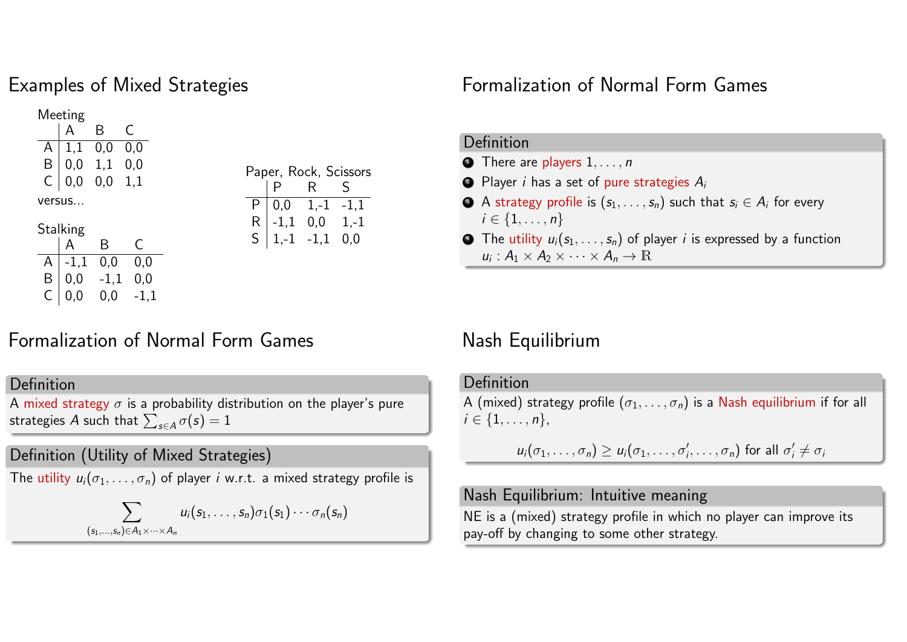## Examples of Mixed Strategies

Meeting

| | A | B | C |
|---|---|---|---|
| A | 1,1 | 0,0 | 0,0 |
| B | 0,0 | 1,1 | 0,0 |
| C | 0,0 | 0,0 | 1,1 |

versus...

Stalking

| | A | B | C |
|---|---|---|---|
| A | -1,1 | 0,0 | 0,0 |
| B | 0,0 | -1,1 | 0,0 |
| C | 0,0 | 0,0 | -1,1 |

Paper, Rock, Scissors

| | P | R | S |
|---|---|---|---|
| P | 0,0 | 1,-1 | -1,1 |
| R | -1,1 | 0,0 | 1,-1 |
| S | 1,-1 | -1,1 | 0,0 |

## Formalization of Normal Form Games

**Definition**

1. There are players $1, \ldots, n$
2. Player $i$ has a set of pure strategies $A_i$
3. A strategy profile is $(s_1, \ldots, s_n)$ such that $s_i \in A_i$ for every $i \in \{1, \ldots, n\}$
4. The utility $u_i(s_1, \ldots, s_n)$ of player $i$ is expressed by a function $u_i : A_1 \times A_2 \times \cdots \times A_n \to \mathbb{R}$

## Formalization of Normal Form Games

**Definition**

A mixed strategy $\sigma$ is a probability distribution on the player's pure strategies $A$ such that $\sum_{s \in A} \sigma(s) = 1$

**Definition (Utility of Mixed Strategies)**

The utility $u_i(\sigma_1, \ldots, \sigma_n)$ of player $i$ w.r.t. a mixed strategy profile is

$$\sum_{(s_1, \ldots, s_n) \in A_1 \times \cdots \times A_n} u_i(s_1, \ldots, s_n) \sigma_1(s_1) \cdots \sigma_n(s_n)$$

## Nash Equilibrium

**Definition**

A (mixed) strategy profile $(\sigma_1, \ldots, \sigma_n)$ is a Nash equilibrium if for all $i \in \{1, \ldots, n\}$,

$$u_i(\sigma_1, \ldots, \sigma_n) \geq u_i(\sigma_1, \ldots, \sigma_i', \ldots, \sigma_n) \text{ for all } \sigma_i' \neq \sigma_i$$

**Nash Equilibrium: Intuitive meaning**

NE is a (mixed) strategy profile in which no player can improve its pay-off by changing to some other strategy.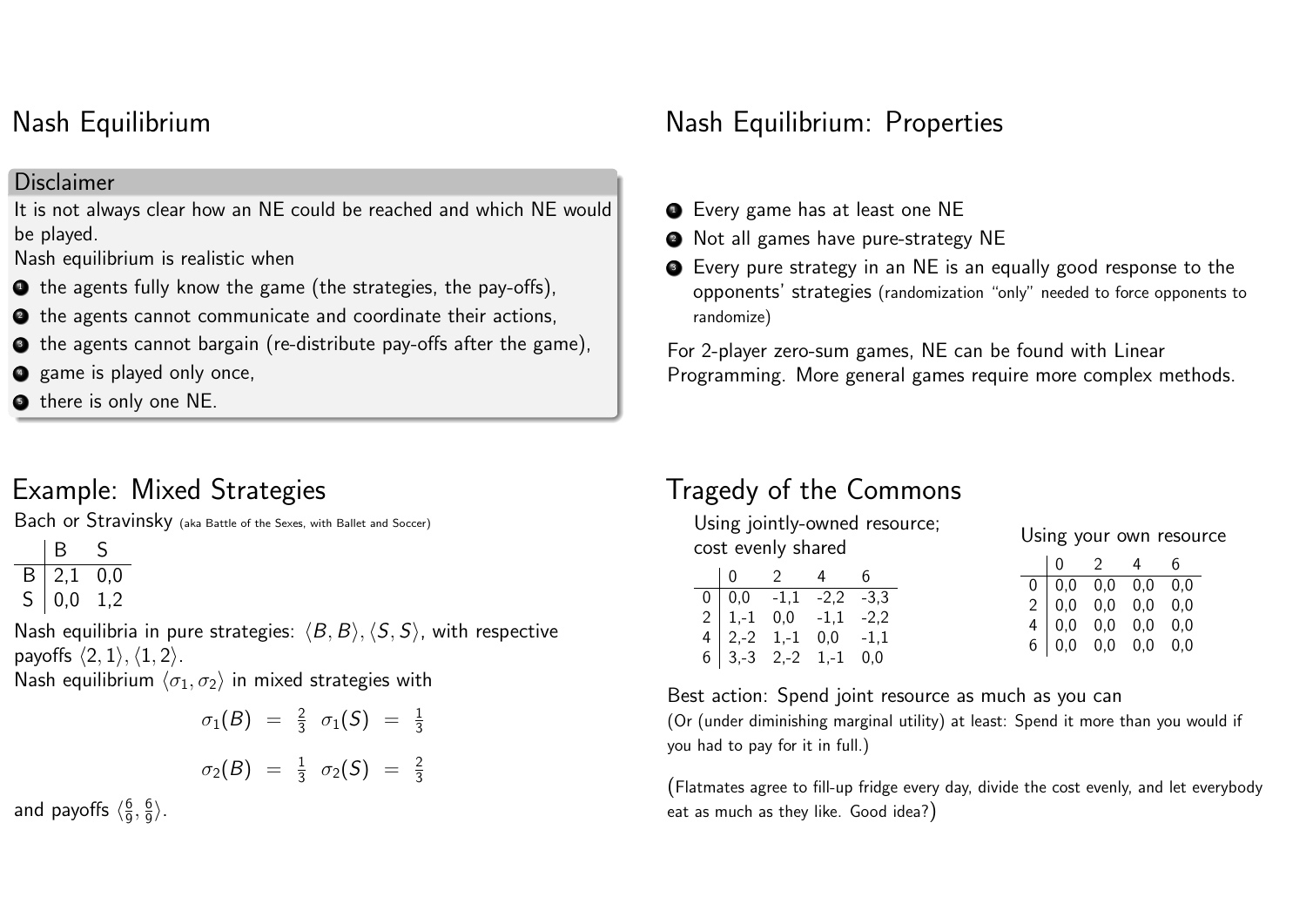# Nash Equilibrium

**Disclaimer**

It is not always clear how an NE could be reached and which NE would be played.

Nash equilibrium is realistic when

1. the agents fully know the game (the strategies, the pay-offs),
2. the agents cannot communicate and coordinate their actions,
3. the agents cannot bargain (re-distribute pay-offs after the game),
4. game is played only once,
5. there is only one NE.

# Nash Equilibrium: Properties

1. Every game has at least one NE
2. Not all games have pure-strategy NE
3. Every pure strategy in an NE is an equally good response to the opponents' strategies (randomization "only" needed to force opponents to randomize)

For 2-player zero-sum games, NE can be found with Linear Programming. More general games require more complex methods.

# Example: Mixed Strategies

Bach or Stravinsky (aka Battle of the Sexes, with Ballet and Soccer)

| | B | S |
|---|---|---|
| B | 2,1 | 0,0 |
| S | 0,0 | 1,2 |

Nash equilibria in pure strategies: $\langle B, B\rangle, \langle S, S\rangle$, with respective payoffs $\langle 2, 1\rangle, \langle 1, 2\rangle$.

Nash equilibrium $\langle \sigma_1, \sigma_2\rangle$ in mixed strategies with

$$\sigma_1(B) = \frac{2}{3} \quad \sigma_1(S) = \frac{1}{3}$$

$$\sigma_2(B) = \frac{1}{3} \quad \sigma_2(S) = \frac{2}{3}$$

and payoffs $\langle \frac{6}{9}, \frac{6}{9}\rangle$.

# Tragedy of the Commons

Using jointly-owned resource; cost evenly shared

| | 0 | 2 | 4 | 6 |
|---|---|---|---|---|
| 0 | 0,0 | -1,1 | -2,2 | -3,3 |
| 2 | 1,-1 | 0,0 | -1,1 | -2,2 |
| 4 | 2,-2 | 1,-1 | 0,0 | -1,1 |
| 6 | 3,-3 | 2,-2 | 1,-1 | 0,0 |

Using your own resource

| | 0 | 2 | 4 | 6 |
|---|---|---|---|---|
| 0 | 0,0 | 0,0 | 0,0 | 0,0 |
| 2 | 0,0 | 0,0 | 0,0 | 0,0 |
| 4 | 0,0 | 0,0 | 0,0 | 0,0 |
| 6 | 0,0 | 0,0 | 0,0 | 0,0 |

Best action: Spend joint resource as much as you can

(Or (under diminishing marginal utility) at least: Spend it more than you would if you had to pay for it in full.)

(Flatmates agree to fill-up fridge every day, divide the cost evenly, and let everybody eat as much as they like. Good idea?)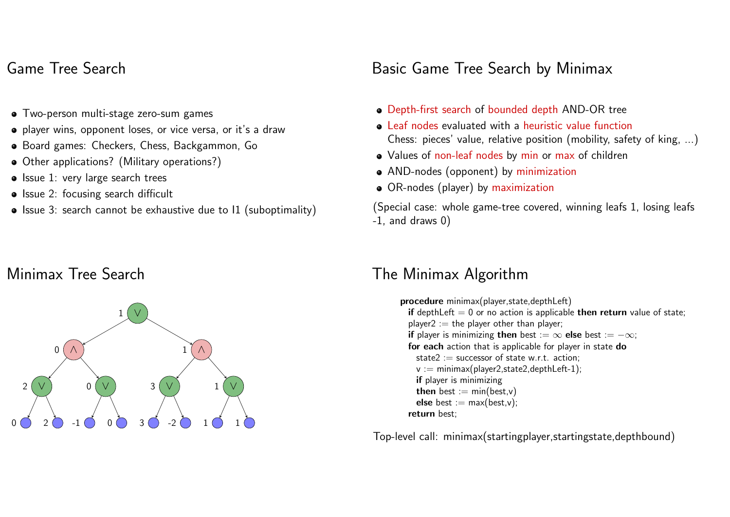## Game Tree Search

- Two-person multi-stage zero-sum games
- player wins, opponent loses, or vice versa, or it's a draw
- Board games: Checkers, Chess, Backgammon, Go
- Other applications? (Military operations?)
- Issue 1: very large search trees
- Issue 2: focusing search difficult
- Issue 3: search cannot be exhaustive due to I1 (suboptimality)

## Basic Game Tree Search by Minimax

- Depth-first search of bounded depth AND-OR tree
- Leaf nodes evaluated with a heuristic value function  
  Chess: pieces' value, relative position (mobility, safety of king, ...)
- Values of non-leaf nodes by min or max of children
- AND-nodes (opponent) by minimization
- OR-nodes (player) by maximization

(Special case: whole game-tree covered, winning leafs 1, losing leafs -1, and draws 0)

## Minimax Tree Search

1 $\vee$

0 $\wedge$ 1 $\wedge$

2 $\vee$ 0 $\vee$ 3 $\vee$ 1 $\vee$

0 2 -1 0 3 -2 1 1

## The Minimax Algorithm

```
procedure minimax(player,state,depthLeft)
  if depthLeft = 0 or no action is applicable then return value of state;
  player2 := the player other than player;
  if player is minimizing then best := ∞ else best := −∞;
  for each action that is applicable for player in state do
    state2 := successor of state w.r.t. action;
    v := minimax(player2,state2,depthLeft-1);
    if player is minimizing
    then best := min(best,v)
    else best := max(best,v);
  return best;
```

Top-level call: minimax(startingplayer,startingstate,depthbound)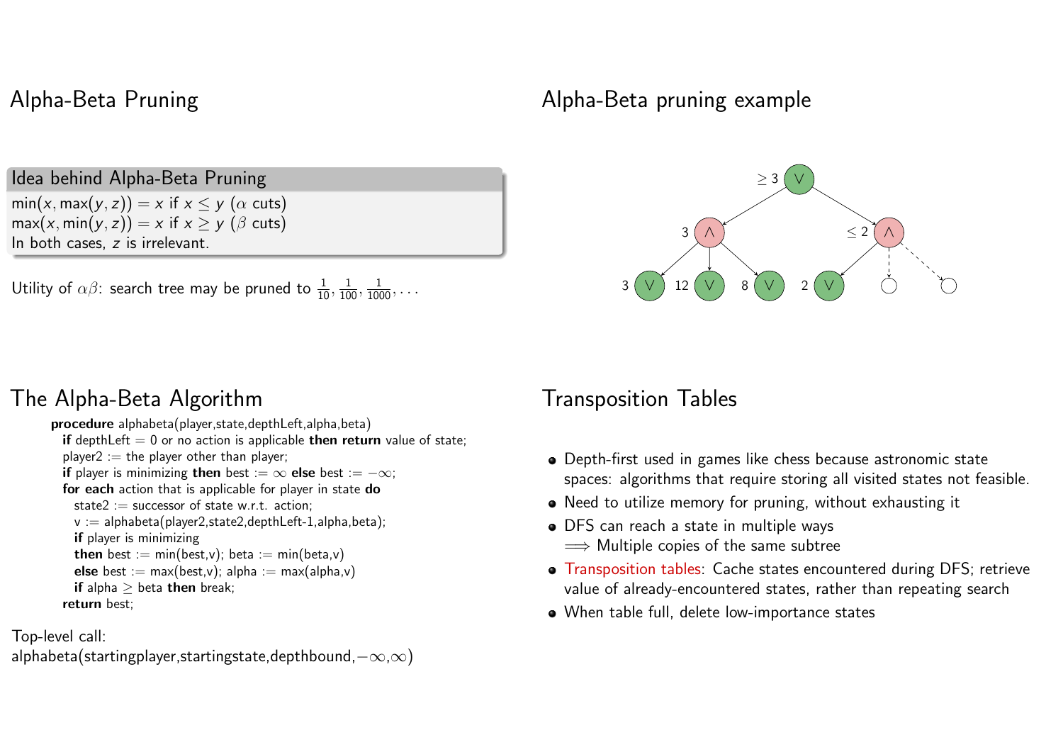## Alpha-Beta Pruning

**Idea behind Alpha-Beta Pruning**

$\min(x, \max(y, z)) = x$ if $x \leq y$ ($\alpha$ cuts)
$\max(x, \min(y, z)) = x$ if $x \geq y$ ($\beta$ cuts)
In both cases, $z$ is irrelevant.

Utility of $\alpha\beta$: search tree may be pruned to $\frac{1}{10}, \frac{1}{100}, \frac{1}{1000}, \ldots$

## Alpha-Beta pruning example

$\geq 3$ $\vee$

3 $\wedge$ &nbsp;&nbsp;&nbsp; $\leq 2$ $\wedge$

3 $\vee$ &nbsp; 12 $\vee$ &nbsp; 8 $\vee$ &nbsp; 2 $\vee$

## The Alpha-Beta Algorithm

```
procedure alphabeta(player,state,depthLeft,alpha,beta)
  if depthLeft = 0 or no action is applicable then return value of state;
  player2 := the player other than player;
  if player is minimizing then best := ∞ else best := −∞;
  for each action that is applicable for player in state do
    state2 := successor of state w.r.t. action;
    v := alphabeta(player2,state2,depthLeft-1,alpha,beta);
    if player is minimizing
    then best := min(best,v); beta := min(beta,v)
    else best := max(best,v); alpha := max(alpha,v)
    if alpha ≥ beta then break;
  return best;
```

Top-level call:
alphabeta(startingplayer,startingstate,depthbound,$-\infty$,$\infty$)

## Transposition Tables

- Depth-first used in games like chess because astronomic state spaces: algorithms that require storing all visited states not feasible.
- Need to utilize memory for pruning, without exhausting it
- DFS can reach a state in multiple ways
  $\Longrightarrow$ Multiple copies of the same subtree
- Transposition tables: Cache states encountered during DFS; retrieve value of already-encountered states, rather than repeating search
- When table full, delete low-importance states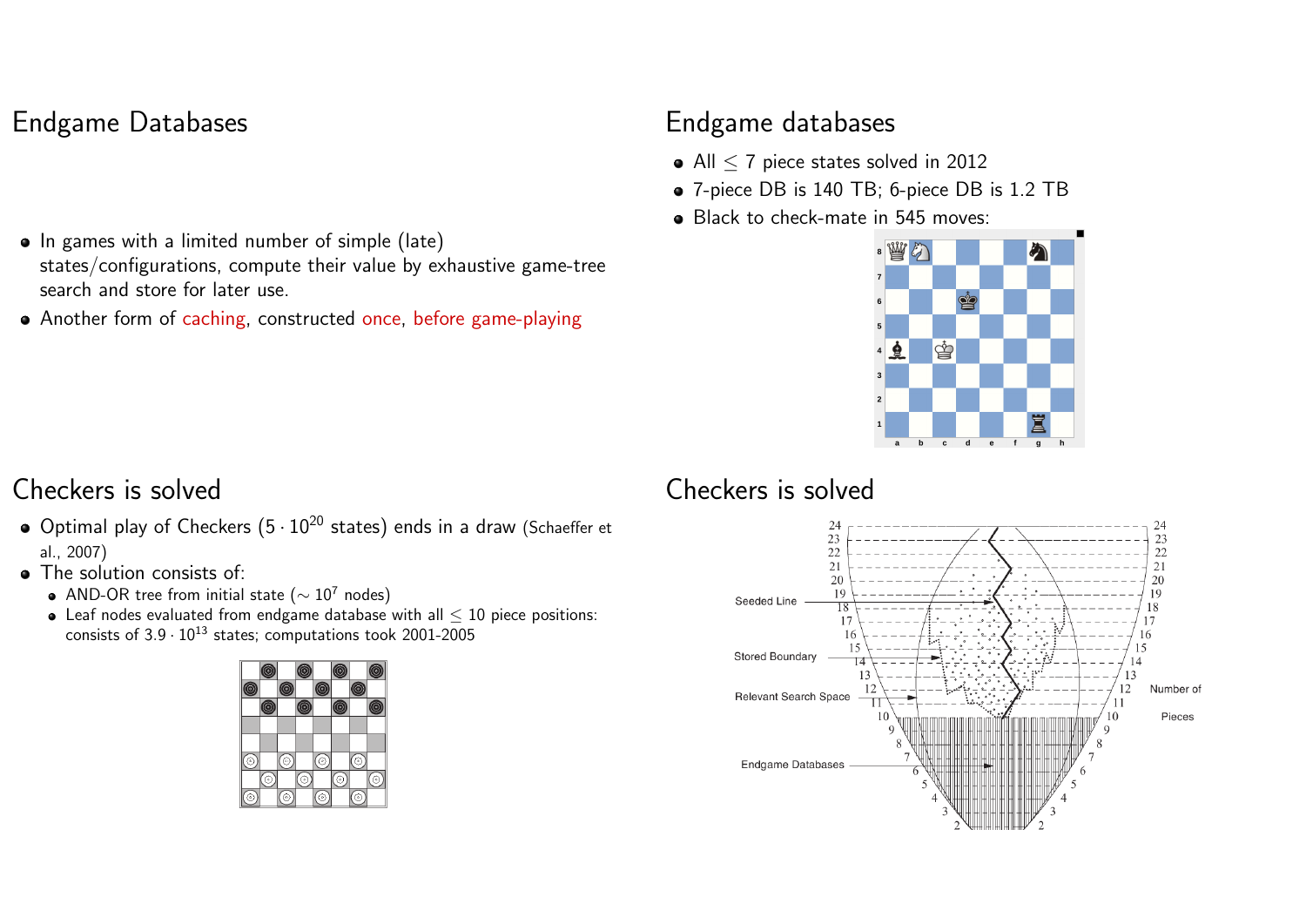# Endgame Databases

- In games with a limited number of simple (late) states/configurations, compute their value by exhaustive game-tree search and store for later use.
- Another form of caching, constructed once, before game-playing

# Endgame databases

- All $\leq 7$ piece states solved in 2012
- 7-piece DB is 140 TB; 6-piece DB is 1.2 TB
- Black to check-mate in 545 moves:

# Checkers is solved

- Optimal play of Checkers ($5 \cdot 10^{20}$ states) ends in a draw (Schaeffer et al., 2007)
- The solution consists of:
  - AND-OR tree from initial state ($\sim 10^7$ nodes)
  - Leaf nodes evaluated from endgame database with all $\leq 10$ piece positions: consists of $3.9 \cdot 10^{13}$ states; computations took 2001-2005

# Checkers is solved

Seeded Line

Stored Boundary

Relevant Search Space

Endgame Databases

Number of Pieces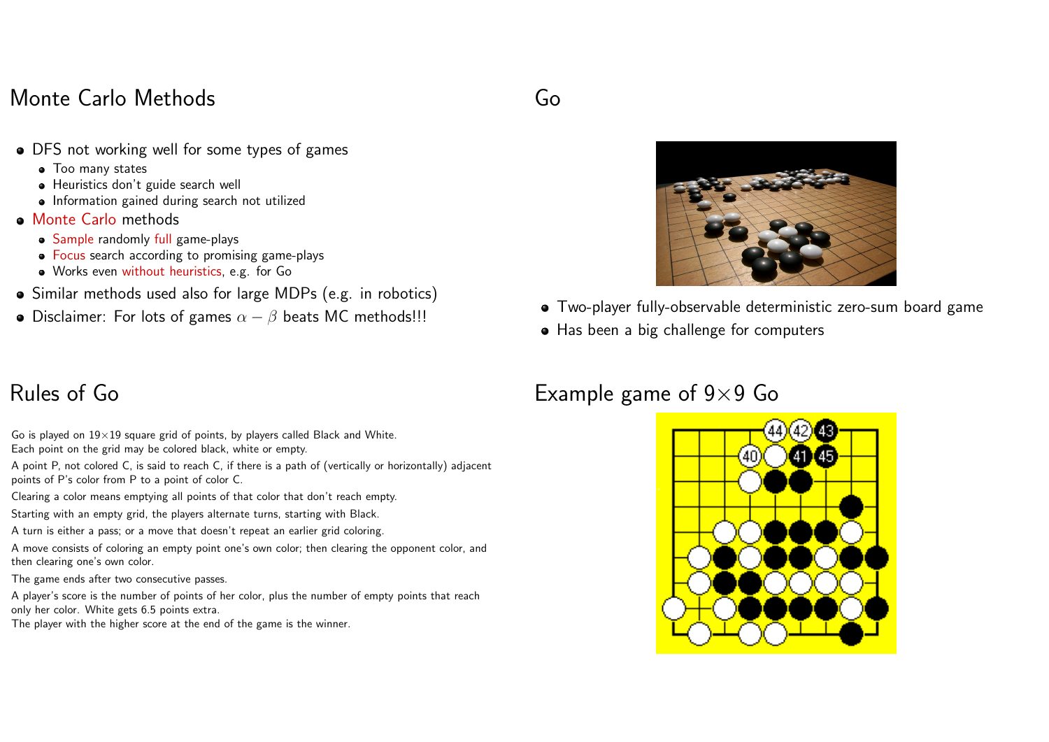## Monte Carlo Methods

- DFS not working well for some types of games
  - Too many states
  - Heuristics don't guide search well
  - Information gained during search not utilized
- Monte Carlo methods
  - Sample randomly full game-plays
  - Focus search according to promising game-plays
  - Works even without heuristics, e.g. for Go
- Similar methods used also for large MDPs (e.g. in robotics)
- Disclaimer: For lots of games $\alpha - \beta$ beats MC methods!!!

## Go

- Two-player fully-observable deterministic zero-sum board game
- Has been a big challenge for computers

## Rules of Go

Go is played on 19×19 square grid of points, by players called Black and White.
Each point on the grid may be colored black, white or empty.

A point P, not colored C, is said to reach C, if there is a path of (vertically or horizontally) adjacent points of P's color from P to a point of color C.

Clearing a color means emptying all points of that color that don't reach empty.

Starting with an empty grid, the players alternate turns, starting with Black.

A turn is either a pass; or a move that doesn't repeat an earlier grid coloring.

A move consists of coloring an empty point one's own color; then clearing the opponent color, and then clearing one's own color.

The game ends after two consecutive passes.

A player's score is the number of points of her color, plus the number of empty points that reach only her color. White gets 6.5 points extra.
The player with the higher score at the end of the game is the winner.

## Example game of 9×9 Go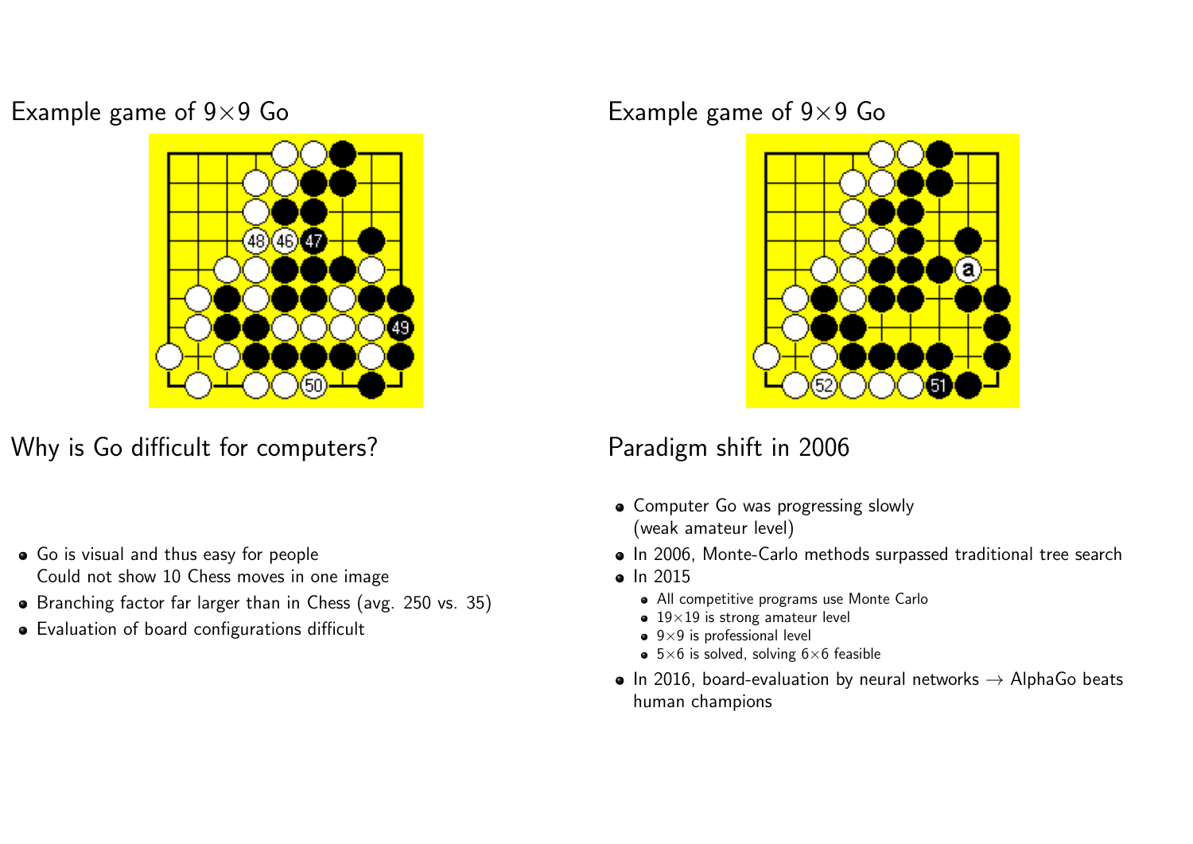## Example game of 9×9 Go

## Why is Go difficult for computers?

- Go is visual and thus easy for people
  Could not show 10 Chess moves in one image
- Branching factor far larger than in Chess (avg. 250 vs. 35)
- Evaluation of board configurations difficult

## Example game of 9×9 Go

## Paradigm shift in 2006

- Computer Go was progressing slowly
  (weak amateur level)
- In 2006, Monte-Carlo methods surpassed traditional tree search
- In 2015
  - All competitive programs use Monte Carlo
  - 19×19 is strong amateur level
  - 9×9 is professional level
  - 5×6 is solved, solving 6×6 feasible
- In 2016, board-evaluation by neural networks → AlphaGo beats human champions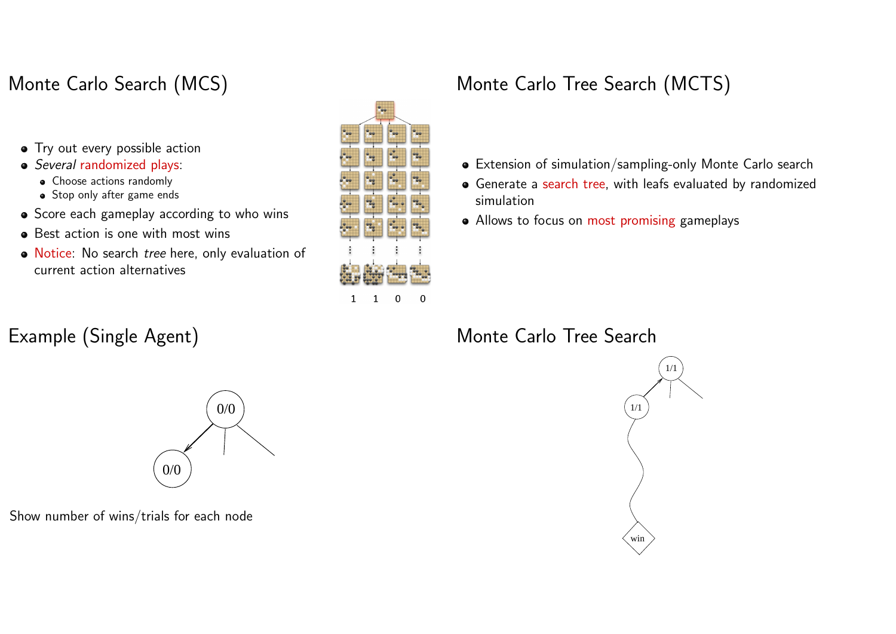## Monte Carlo Search (MCS)

- Try out every possible action
- *Several* randomized plays:
  - Choose actions randomly
  - Stop only after game ends
- Score each gameplay according to who wins
- Best action is one with most wins
- Notice: No search *tree* here, only evaluation of current action alternatives

1 1 0 0

## Monte Carlo Tree Search (MCTS)

- Extension of simulation/sampling-only Monte Carlo search
- Generate a search tree, with leafs evaluated by randomized simulation
- Allows to focus on most promising gameplays

## Example (Single Agent)

0/0

0/0

Show number of wins/trials for each node

## Monte Carlo Tree Search

1/1

1/1

win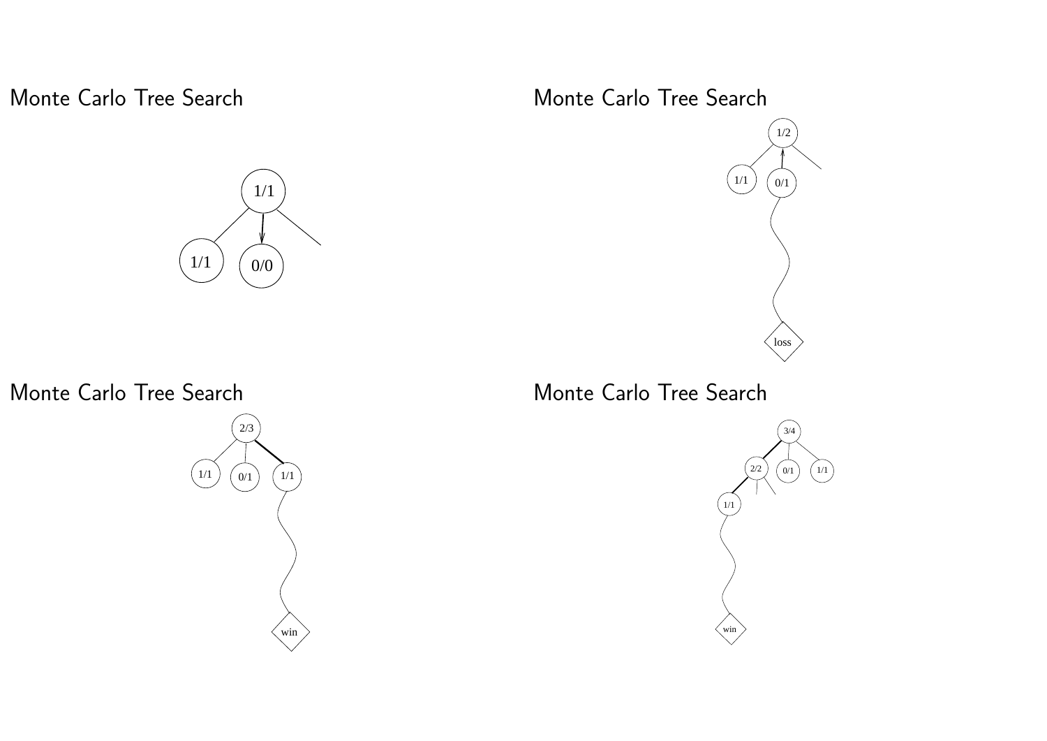## Monte Carlo Tree Search

## Monte Carlo Tree Search

## Monte Carlo Tree Search

## Monte Carlo Tree Search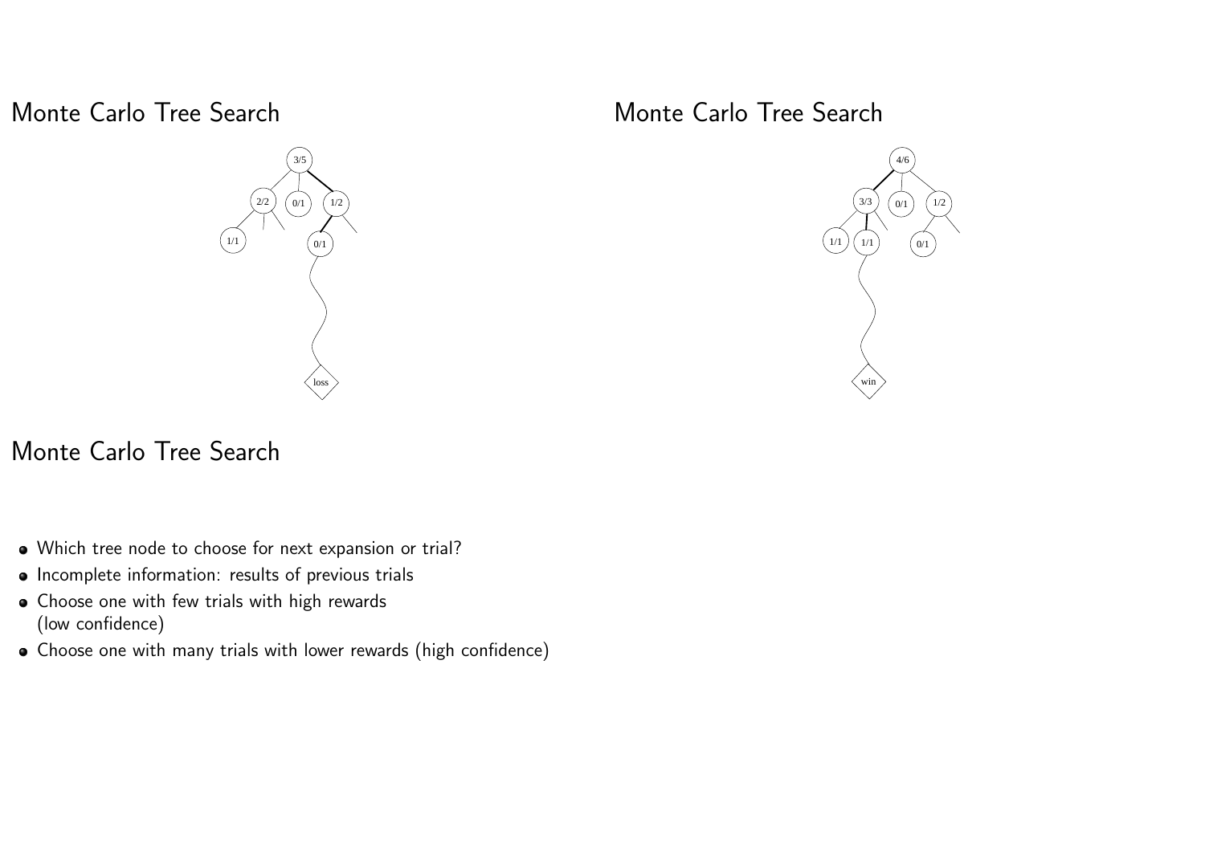# Monte Carlo Tree Search

3/5

2/2

0/1

1/2

1/1

0/1

loss

# Monte Carlo Tree Search

4/6

3/3

0/1

1/2

1/1

1/1

0/1

win

# Monte Carlo Tree Search

- Which tree node to choose for next expansion or trial?
- Incomplete information: results of previous trials
- Choose one with few trials with high rewards (low confidence)
- Choose one with many trials with lower rewards (high confidence)